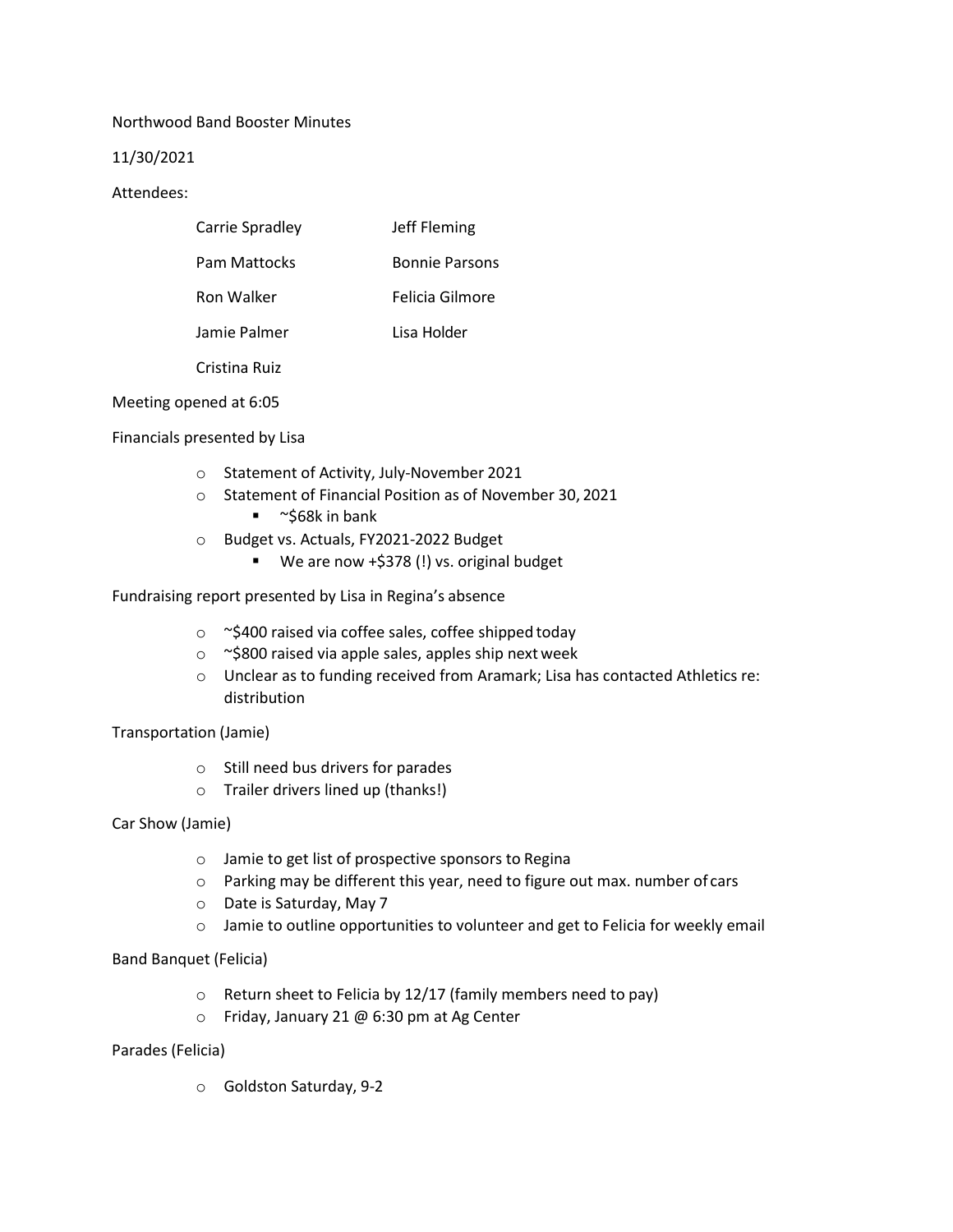Northwood Band Booster Minutes

11/30/2021

Attendees:

| | |
|---|---|
| Carrie Spradley | Jeff Fleming |
| Pam Mattocks | Bonnie Parsons |
| Ron Walker | Felicia Gilmore |
| Jamie Palmer | Lisa Holder |
| Cristina Ruiz | |

Meeting opened at 6:05

Financials presented by Lisa

- Statement of Activity, July-November 2021
- Statement of Financial Position as of November 30, 2021
  - ~$68k in bank
- Budget vs. Actuals, FY2021-2022 Budget
  - We are now +$378 (!) vs. original budget

Fundraising report presented by Lisa in Regina's absence

- ~$400 raised via coffee sales, coffee shipped today
- ~$800 raised via apple sales, apples ship next week
- Unclear as to funding received from Aramark; Lisa has contacted Athletics re: distribution

Transportation (Jamie)

- Still need bus drivers for parades
- Trailer drivers lined up (thanks!)

Car Show (Jamie)

- Jamie to get list of prospective sponsors to Regina
- Parking may be different this year, need to figure out max. number of cars
- Date is Saturday, May 7
- Jamie to outline opportunities to volunteer and get to Felicia for weekly email

Band Banquet (Felicia)

- Return sheet to Felicia by 12/17 (family members need to pay)
- Friday, January 21 @ 6:30 pm at Ag Center

Parades (Felicia)

- Goldston Saturday, 9-2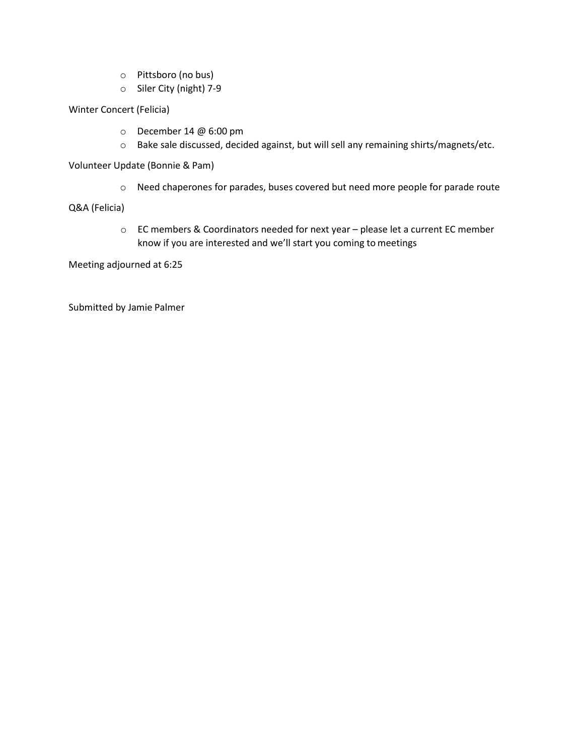- Pittsboro (no bus)
- Siler City (night) 7-9

Winter Concert (Felicia)

- December 14 @ 6:00 pm
- Bake sale discussed, decided against, but will sell any remaining shirts/magnets/etc.

Volunteer Update (Bonnie & Pam)

- Need chaperones for parades, buses covered but need more people for parade route

Q&A (Felicia)

- EC members & Coordinators needed for next year – please let a current EC member know if you are interested and we'll start you coming to meetings

Meeting adjourned at 6:25

Submitted by Jamie Palmer